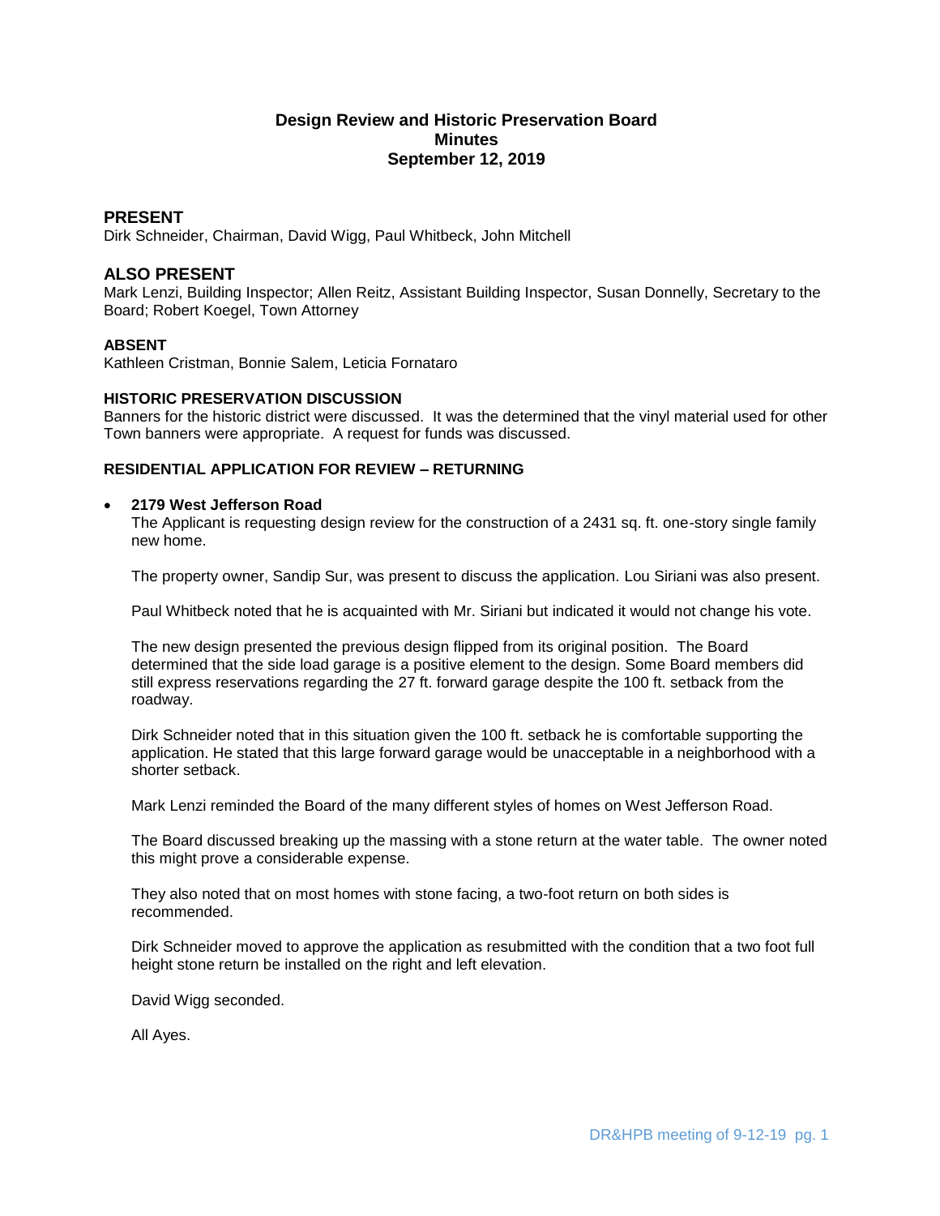# Design Review and Historic Preservation Board
## Minutes
## September 12, 2019

## PRESENT

Dirk Schneider, Chairman, David Wigg, Paul Whitbeck, John Mitchell

## ALSO PRESENT

Mark Lenzi, Building Inspector; Allen Reitz, Assistant Building Inspector, Susan Donnelly, Secretary to the Board; Robert Koegel, Town Attorney

### ABSENT

Kathleen Cristman, Bonnie Salem, Leticia Fornataro

### HISTORIC PRESERVATION DISCUSSION

Banners for the historic district were discussed. It was the determined that the vinyl material used for other Town banners were appropriate. A request for funds was discussed.

### RESIDENTIAL APPLICATION FOR REVIEW – RETURNING

- **2179 West Jefferson Road**

  The Applicant is requesting design review for the construction of a 2431 sq. ft. one-story single family new home.

  The property owner, Sandip Sur, was present to discuss the application. Lou Siriani was also present.

  Paul Whitbeck noted that he is acquainted with Mr. Siriani but indicated it would not change his vote.

  The new design presented the previous design flipped from its original position. The Board determined that the side load garage is a positive element to the design. Some Board members did still express reservations regarding the 27 ft. forward garage despite the 100 ft. setback from the roadway.

  Dirk Schneider noted that in this situation given the 100 ft. setback he is comfortable supporting the application. He stated that this large forward garage would be unacceptable in a neighborhood with a shorter setback.

  Mark Lenzi reminded the Board of the many different styles of homes on West Jefferson Road.

  The Board discussed breaking up the massing with a stone return at the water table. The owner noted this might prove a considerable expense.

  They also noted that on most homes with stone facing, a two-foot return on both sides is recommended.

  Dirk Schneider moved to approve the application as resubmitted with the condition that a two foot full height stone return be installed on the right and left elevation.

  David Wigg seconded.

  All Ayes.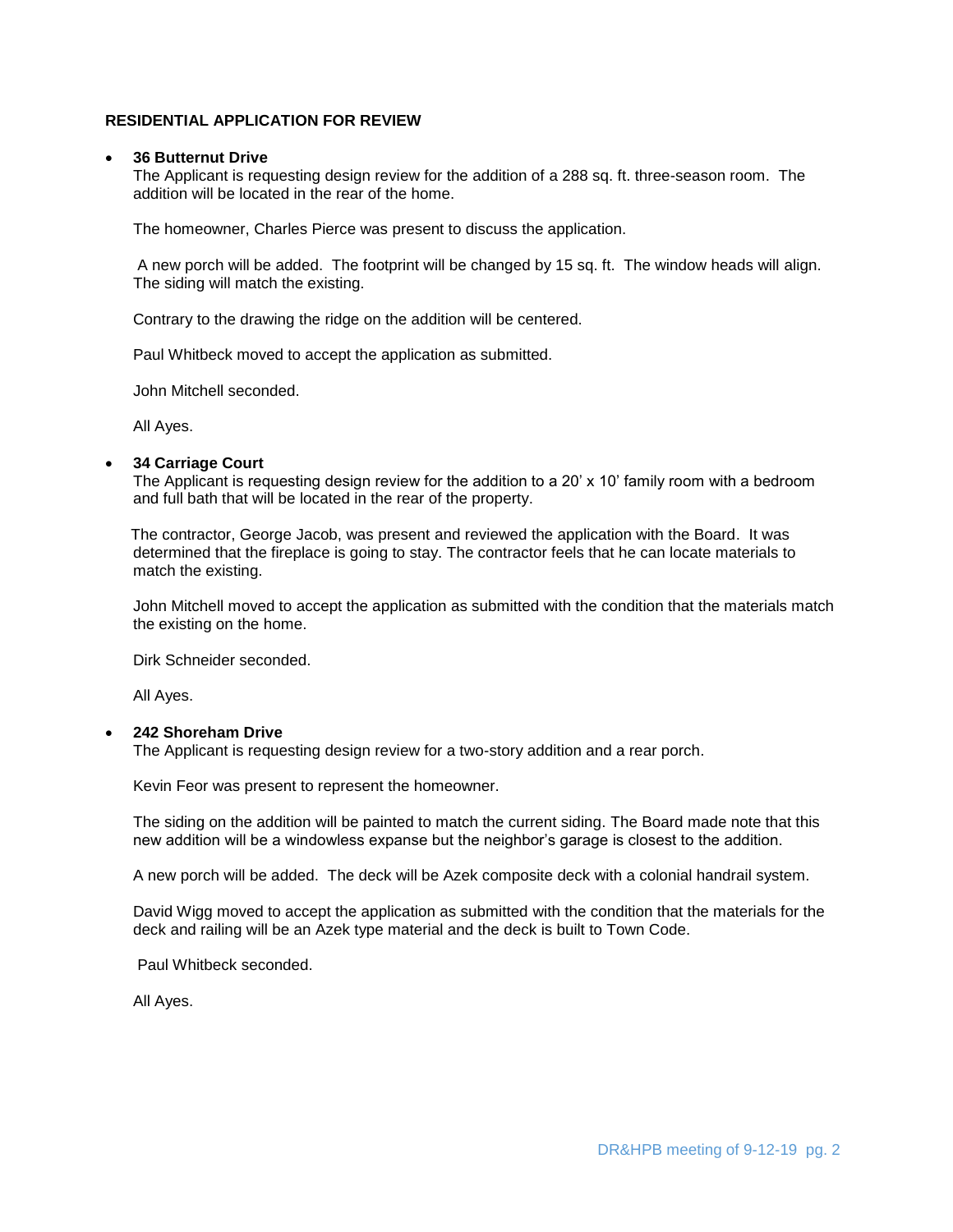**RESIDENTIAL APPLICATION FOR REVIEW**

- **36 Butternut Drive**

  The Applicant is requesting design review for the addition of a 288 sq. ft. three-season room. The addition will be located in the rear of the home.

  The homeowner, Charles Pierce was present to discuss the application.

  A new porch will be added. The footprint will be changed by 15 sq. ft. The window heads will align. The siding will match the existing.

  Contrary to the drawing the ridge on the addition will be centered.

  Paul Whitbeck moved to accept the application as submitted.

  John Mitchell seconded.

  All Ayes.

- **34 Carriage Court**

  The Applicant is requesting design review for the addition to a 20' x 10' family room with a bedroom and full bath that will be located in the rear of the property.

  The contractor, George Jacob, was present and reviewed the application with the Board. It was determined that the fireplace is going to stay. The contractor feels that he can locate materials to match the existing.

  John Mitchell moved to accept the application as submitted with the condition that the materials match the existing on the home.

  Dirk Schneider seconded.

  All Ayes.

- **242 Shoreham Drive**

  The Applicant is requesting design review for a two-story addition and a rear porch.

  Kevin Feor was present to represent the homeowner.

  The siding on the addition will be painted to match the current siding. The Board made note that this new addition will be a windowless expanse but the neighbor's garage is closest to the addition.

  A new porch will be added. The deck will be Azek composite deck with a colonial handrail system.

  David Wigg moved to accept the application as submitted with the condition that the materials for the deck and railing will be an Azek type material and the deck is built to Town Code.

  Paul Whitbeck seconded.

  All Ayes.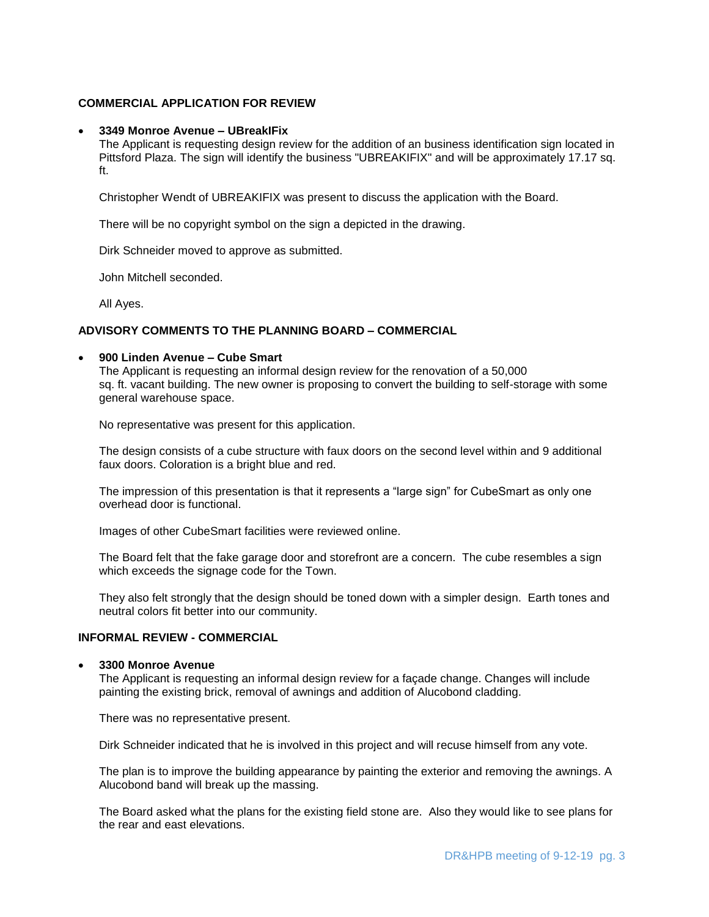**COMMERCIAL APPLICATION FOR REVIEW**

- **3349 Monroe Avenue – UBreakIFix**

  The Applicant is requesting design review for the addition of an business identification sign located in Pittsford Plaza. The sign will identify the business "UBREAKIFIX" and will be approximately 17.17 sq. ft.

  Christopher Wendt of UBREAKIFIX was present to discuss the application with the Board.

  There will be no copyright symbol on the sign a depicted in the drawing.

  Dirk Schneider moved to approve as submitted.

  John Mitchell seconded.

  All Ayes.

**ADVISORY COMMENTS TO THE PLANNING BOARD – COMMERCIAL**

- **900 Linden Avenue – Cube Smart**

  The Applicant is requesting an informal design review for the renovation of a 50,000 sq. ft. vacant building. The new owner is proposing to convert the building to self-storage with some general warehouse space.

  No representative was present for this application.

  The design consists of a cube structure with faux doors on the second level within and 9 additional faux doors. Coloration is a bright blue and red.

  The impression of this presentation is that it represents a "large sign" for CubeSmart as only one overhead door is functional.

  Images of other CubeSmart facilities were reviewed online.

  The Board felt that the fake garage door and storefront are a concern. The cube resembles a sign which exceeds the signage code for the Town.

  They also felt strongly that the design should be toned down with a simpler design. Earth tones and neutral colors fit better into our community.

**INFORMAL REVIEW - COMMERCIAL**

- **3300 Monroe Avenue**

  The Applicant is requesting an informal design review for a façade change. Changes will include painting the existing brick, removal of awnings and addition of Alucobond cladding.

  There was no representative present.

  Dirk Schneider indicated that he is involved in this project and will recuse himself from any vote.

  The plan is to improve the building appearance by painting the exterior and removing the awnings. A Alucobond band will break up the massing.

  The Board asked what the plans for the existing field stone are. Also they would like to see plans for the rear and east elevations.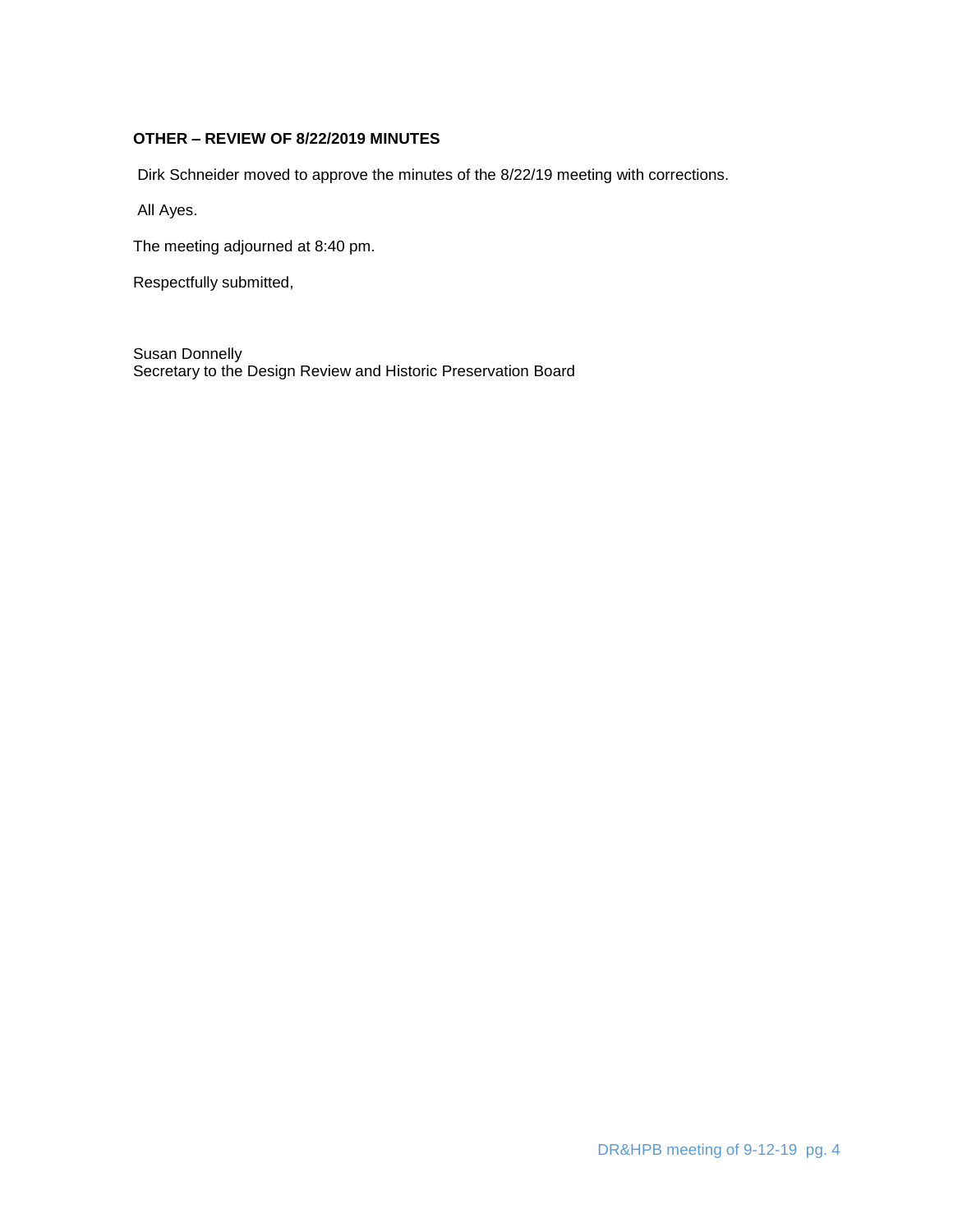**OTHER – REVIEW OF 8/22/2019 MINUTES**

Dirk Schneider moved to approve the minutes of the 8/22/19 meeting with corrections.

All Ayes.

The meeting adjourned at 8:40 pm.

Respectfully submitted,

Susan Donnelly
Secretary to the Design Review and Historic Preservation Board